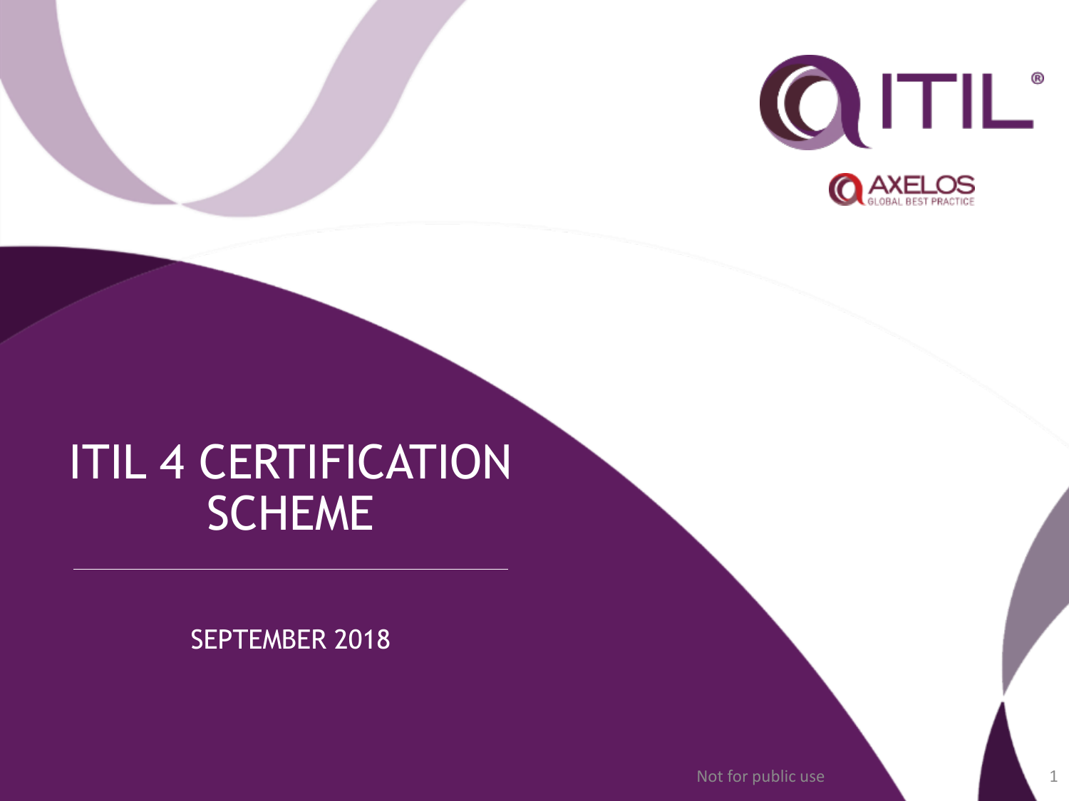# ITIL 4 CERTIFICATION SCHEME

SEPTEMBER 2018

Not for public use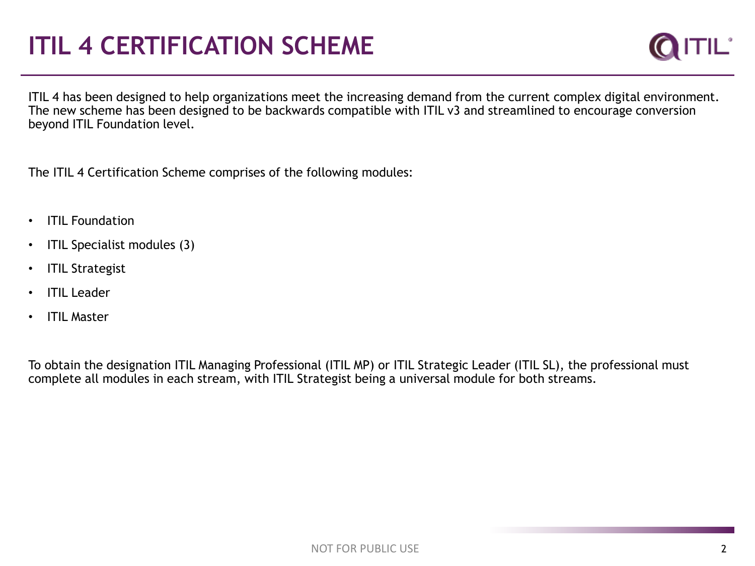# ITIL 4 CERTIFICATION SCHEME

ITIL 4 has been designed to help organizations meet the increasing demand from the current complex digital environment. The new scheme has been designed to be backwards compatible with ITIL v3 and streamlined to encourage conversion beyond ITIL Foundation level.

The ITIL 4 Certification Scheme comprises of the following modules:

- ITIL Foundation
- ITIL Specialist modules (3)
- ITIL Strategist
- ITIL Leader
- ITIL Master

To obtain the designation ITIL Managing Professional (ITIL MP) or ITIL Strategic Leader (ITIL SL), the professional must complete all modules in each stream, with ITIL Strategist being a universal module for both streams.

NOT FOR PUBLIC USE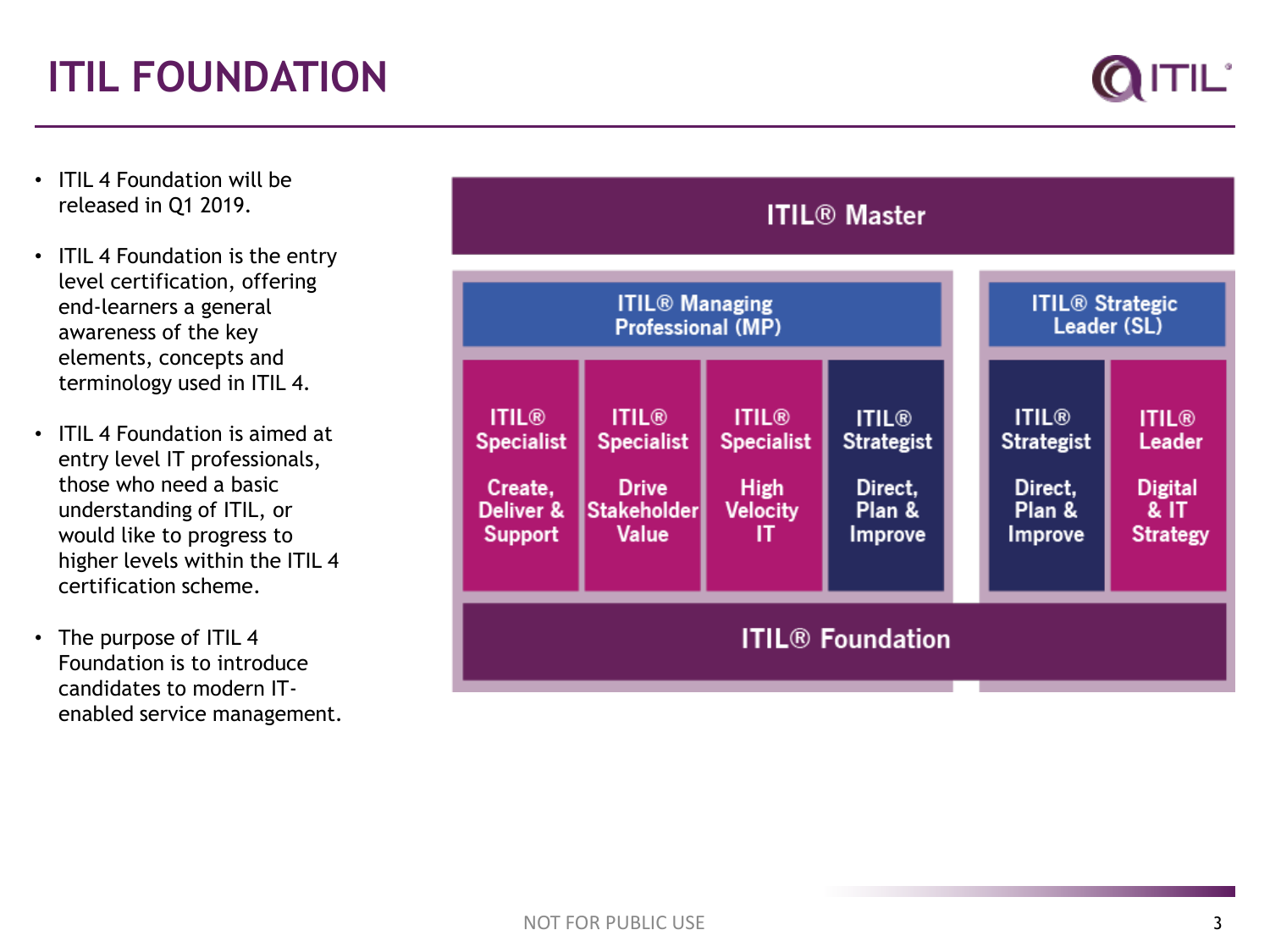# ITIL FOUNDATION

- ITIL 4 Foundation will be released in Q1 2019.
- ITIL 4 Foundation is the entry level certification, offering end-learners a general awareness of the key elements, concepts and terminology used in ITIL 4.
- ITIL 4 Foundation is aimed at entry level IT professionals, those who need a basic understanding of ITIL, or would like to progress to higher levels within the ITIL 4 certification scheme.
- The purpose of ITIL 4 Foundation is to introduce candidates to modern IT-enabled service management.

ITIL® Master

ITIL® Managing Professional (MP)

ITIL® Strategic Leader (SL)

ITIL® Specialist Create, Deliver & Support

ITIL® Specialist Drive Stakeholder Value

ITIL® Specialist High Velocity IT

ITIL® Strategist Direct, Plan & Improve

ITIL® Strategist Direct, Plan & Improve

ITIL® Leader Digital & IT Strategy

ITIL® Foundation

NOT FOR PUBLIC USE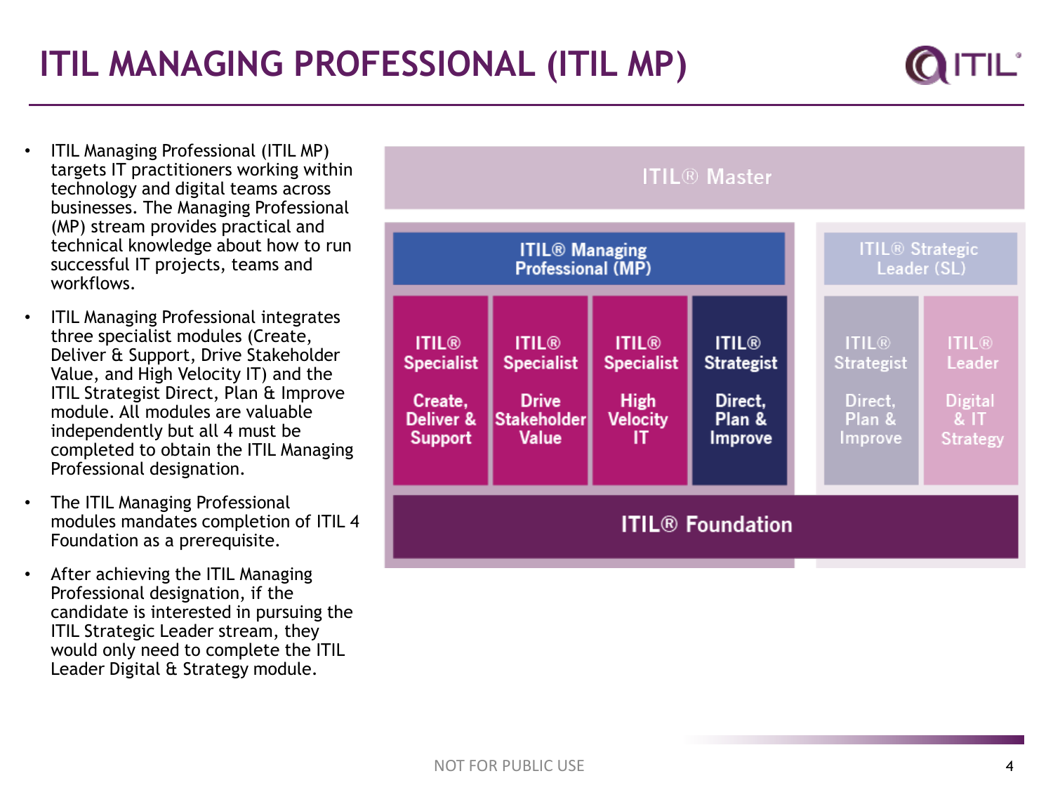# ITIL MANAGING PROFESSIONAL (ITIL MP)

- ITIL Managing Professional (ITIL MP) targets IT practitioners working within technology and digital teams across businesses. The Managing Professional (MP) stream provides practical and technical knowledge about how to run successful IT projects, teams and workflows.
- ITIL Managing Professional integrates three specialist modules (Create, Deliver & Support, Drive Stakeholder Value, and High Velocity IT) and the ITIL Strategist Direct, Plan & Improve module. All modules are valuable independently but all 4 must be completed to obtain the ITIL Managing Professional designation.
- The ITIL Managing Professional modules mandates completion of ITIL 4 Foundation as a prerequisite.
- After achieving the ITIL Managing Professional designation, if the candidate is interested in pursuing the ITIL Strategic Leader stream, they would only need to complete the ITIL Leader Digital & Strategy module.

| ITIL® Master | | | | | |
|---|---|---|---|---|---|
| ITIL® Managing Professional (MP) | | | | ITIL® Strategic Leader (SL) | |
| ITIL® Specialist Create, Deliver & Support | ITIL® Specialist Drive Stakeholder Value | ITIL® Specialist High Velocity IT | ITIL® Strategist Direct, Plan & Improve | ITIL® Strategist Direct, Plan & Improve | ITIL® Leader Digital & IT Strategy |
| ITIL® Foundation | | | | | |

NOT FOR PUBLIC USE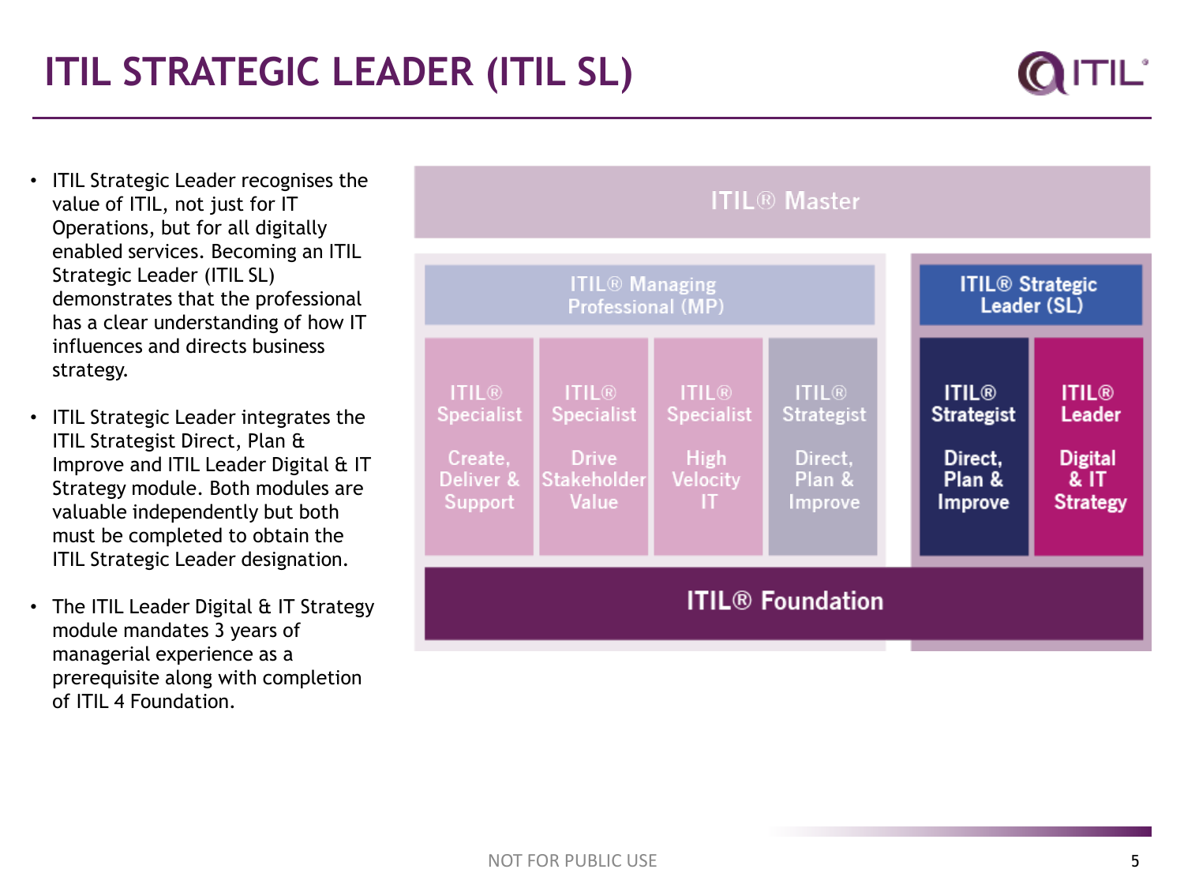# ITIL STRATEGIC LEADER (ITIL SL)

- ITIL Strategic Leader recognises the value of ITIL, not just for IT Operations, but for all digitally enabled services. Becoming an ITIL Strategic Leader (ITIL SL) demonstrates that the professional has a clear understanding of how IT influences and directs business strategy.
- ITIL Strategic Leader integrates the ITIL Strategist Direct, Plan & Improve and ITIL Leader Digital & IT Strategy module. Both modules are valuable independently but both must be completed to obtain the ITIL Strategic Leader designation.
- The ITIL Leader Digital & IT Strategy module mandates 3 years of managerial experience as a prerequisite along with completion of ITIL 4 Foundation.

ITIL® Master

ITIL® Managing Professional (MP)

- ITIL® Specialist Create, Deliver & Support
- ITIL® Specialist Drive Stakeholder Value
- ITIL® Specialist High Velocity IT
- ITIL® Strategist Direct, Plan & Improve

ITIL® Strategic Leader (SL)

- ITIL® Strategist Direct, Plan & Improve
- ITIL® Leader Digital & IT Strategy

ITIL® Foundation

NOT FOR PUBLIC USE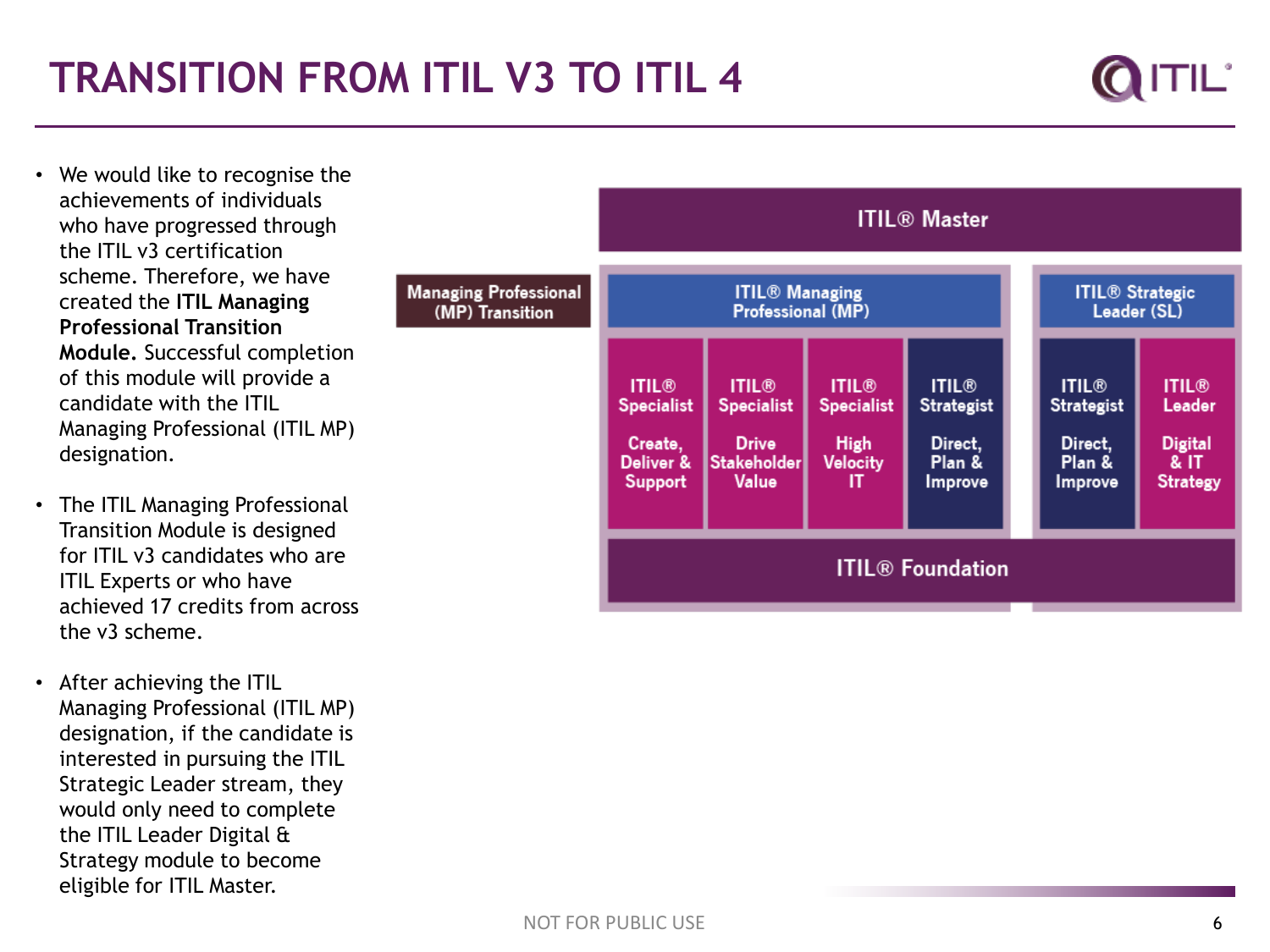# TRANSITION FROM ITIL V3 TO ITIL 4

- We would like to recognise the achievements of individuals who have progressed through the ITIL v3 certification scheme. Therefore, we have created the **ITIL Managing Professional Transition Module.** Successful completion of this module will provide a candidate with the ITIL Managing Professional (ITIL MP) designation.
- The ITIL Managing Professional Transition Module is designed for ITIL v3 candidates who are ITIL Experts or who have achieved 17 credits from across the v3 scheme.
- After achieving the ITIL Managing Professional (ITIL MP) designation, if the candidate is interested in pursuing the ITIL Strategic Leader stream, they would only need to complete the ITIL Leader Digital & Strategy module to become eligible for ITIL Master.

ITIL® Master

Managing Professional (MP) Transition

ITIL® Managing Professional (MP)

- ITIL® Specialist – Create, Deliver & Support
- ITIL® Specialist – Drive Stakeholder Value
- ITIL® Specialist – High Velocity IT
- ITIL® Strategist – Direct, Plan & Improve

ITIL® Strategic Leader (SL)

- ITIL® Strategist – Direct, Plan & Improve
- ITIL® Leader – Digital & IT Strategy

ITIL® Foundation

NOT FOR PUBLIC USE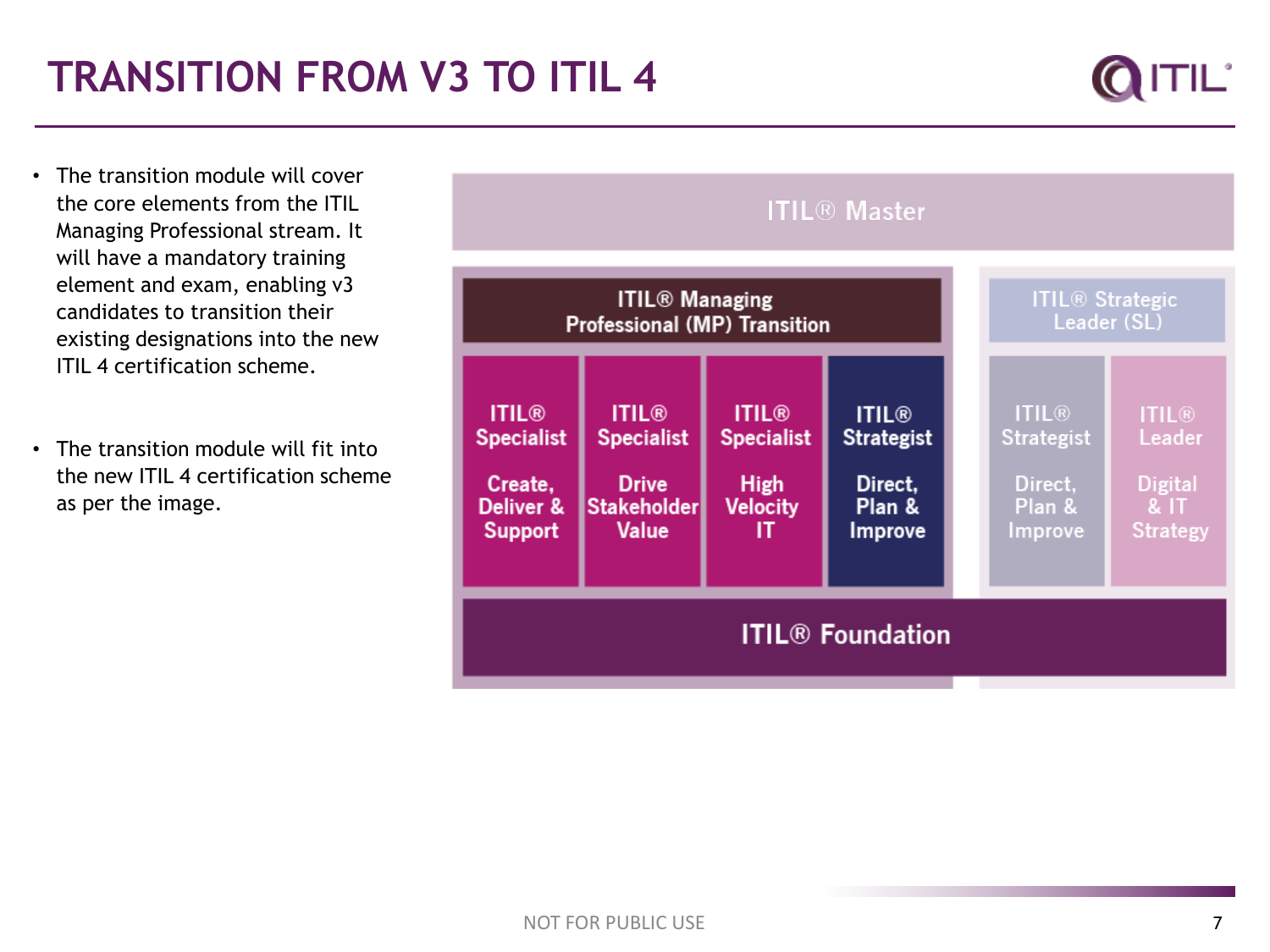# TRANSITION FROM V3 TO ITIL 4

- The transition module will cover the core elements from the ITIL Managing Professional stream. It will have a mandatory training element and exam, enabling v3 candidates to transition their existing designations into the new ITIL 4 certification scheme.

- The transition module will fit into the new ITIL 4 certification scheme as per the image.

ITIL® Master

ITIL® Managing Professional (MP) Transition

ITIL® Specialist Create, Deliver & Support

ITIL® Specialist Drive Stakeholder Value

ITIL® Specialist High Velocity IT

ITIL® Strategist Direct, Plan & Improve

ITIL® Strategic Leader (SL)

ITIL® Strategist Direct, Plan & Improve

ITIL® Leader Digital & IT Strategy

ITIL® Foundation

NOT FOR PUBLIC USE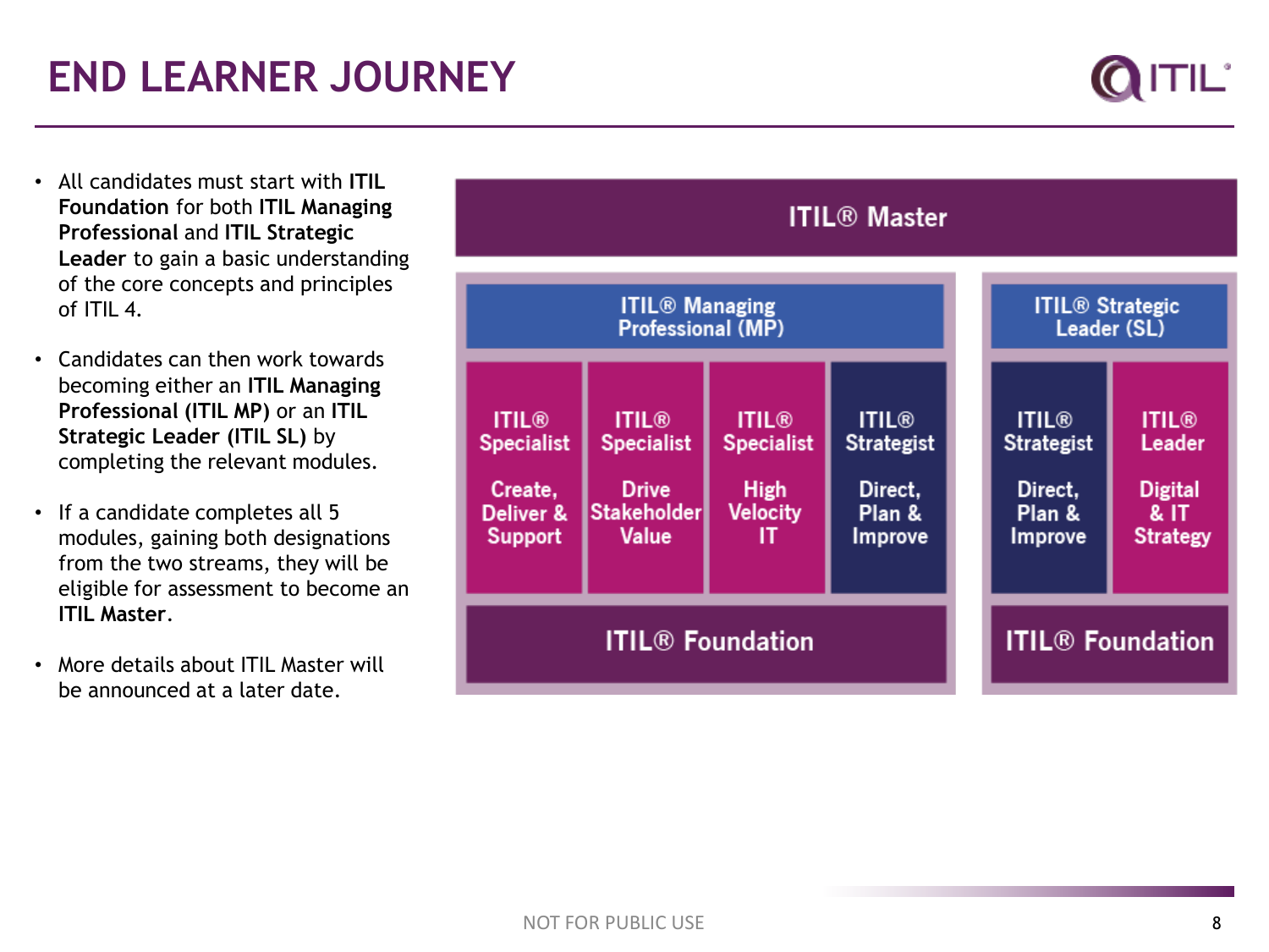# END LEARNER JOURNEY

- All candidates must start with **ITIL Foundation** for both **ITIL Managing Professional** and **ITIL Strategic Leader** to gain a basic understanding of the core concepts and principles of ITIL 4.
- Candidates can then work towards becoming either an **ITIL Managing Professional (ITIL MP)** or an **ITIL Strategic Leader (ITIL SL)** by completing the relevant modules.
- If a candidate completes all 5 modules, gaining both designations from the two streams, they will be eligible for assessment to become an **ITIL Master**.
- More details about ITIL Master will be announced at a later date.

**ITIL® Master**

| ITIL® Managing Professional (MP) | | | | ITIL® Strategic Leader (SL) | |
|---|---|---|---|---|---|
| ITIL® Specialist Create, Deliver & Support | ITIL® Specialist Drive Stakeholder Value | ITIL® Specialist High Velocity IT | ITIL® Strategist Direct, Plan & Improve | ITIL® Strategist Direct, Plan & Improve | ITIL® Leader Digital & IT Strategy |
| ITIL® Foundation | | | | ITIL® Foundation | |

NOT FOR PUBLIC USE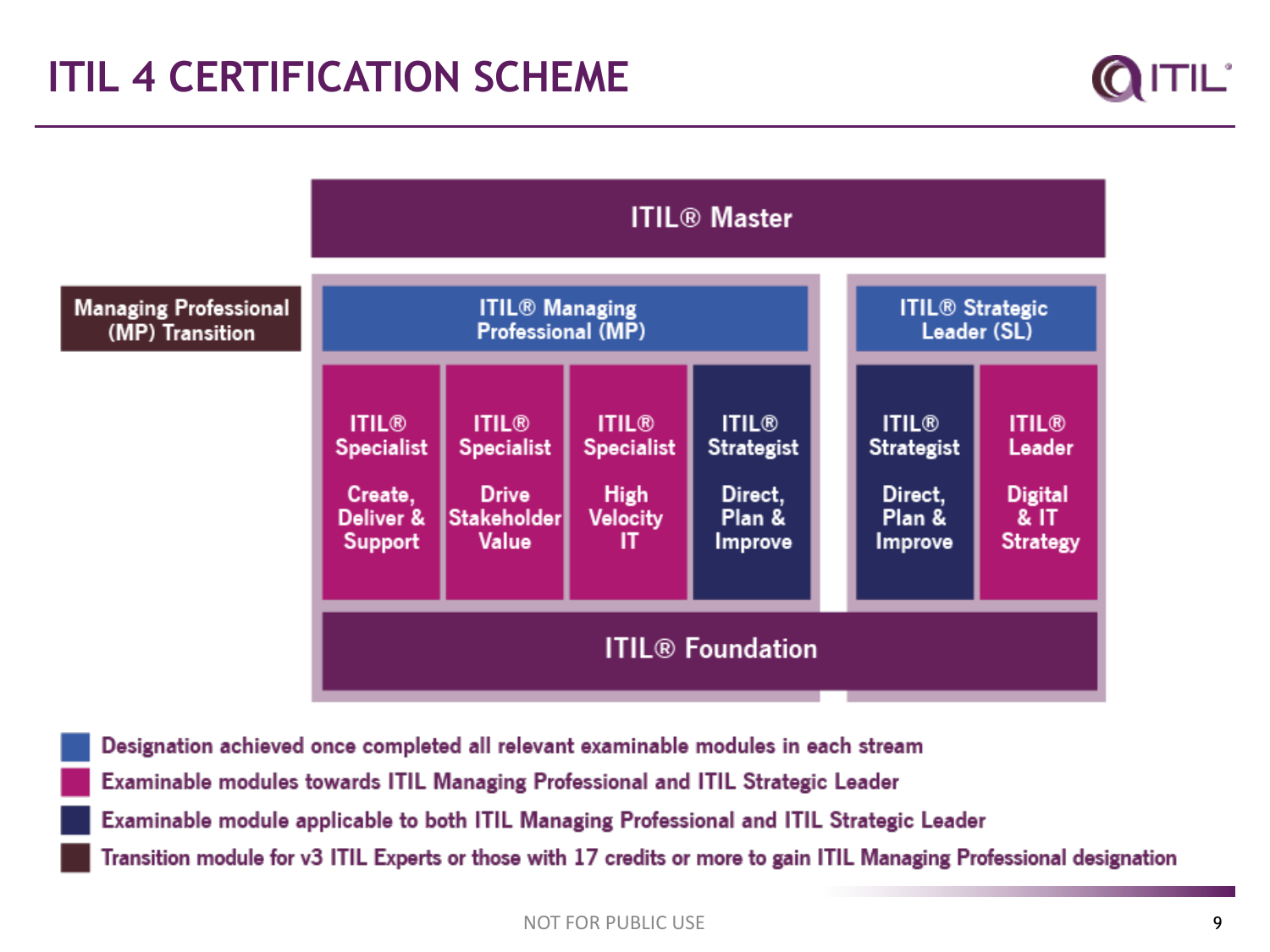# ITIL 4 CERTIFICATION SCHEME

ITIL® Master

Managing Professional (MP) Transition

ITIL® Managing Professional (MP)

ITIL® Strategic Leader (SL)

ITIL® Specialist Create, Deliver & Support

ITIL® Specialist Drive Stakeholder Value

ITIL® Specialist High Velocity IT

ITIL® Strategist Direct, Plan & Improve

ITIL® Strategist Direct, Plan & Improve

ITIL® Leader Digital & IT Strategy

ITIL® Foundation

- Designation achieved once completed all relevant examinable modules in each stream
- Examinable modules towards ITIL Managing Professional and ITIL Strategic Leader
- Examinable module applicable to both ITIL Managing Professional and ITIL Strategic Leader
- Transition module for v3 ITIL Experts or those with 17 credits or more to gain ITIL Managing Professional designation

NOT FOR PUBLIC USE